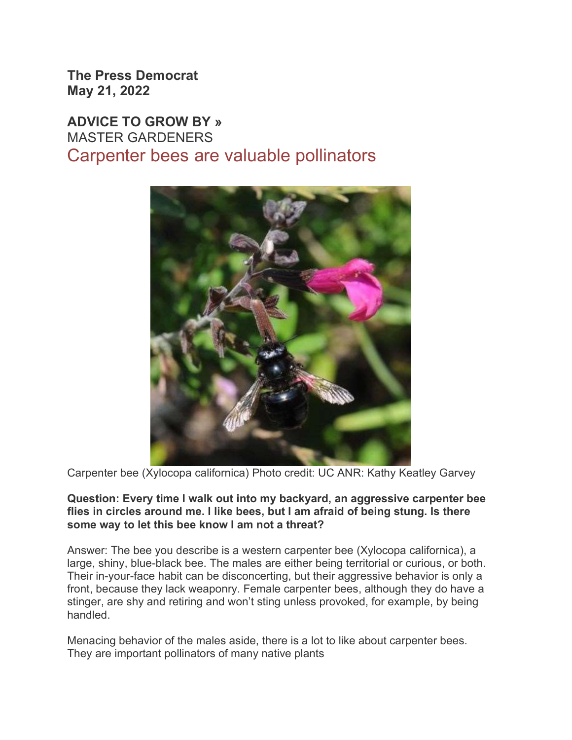**The Press Democrat**
**May 21, 2022**

**ADVICE TO GROW BY »**
MASTER GARDENERS

# Carpenter bees are valuable pollinators

Carpenter bee (Xylocopa californica) Photo credit: UC ANR: Kathy Keatley Garvey

**Question: Every time I walk out into my backyard, an aggressive carpenter bee flies in circles around me. I like bees, but I am afraid of being stung. Is there some way to let this bee know I am not a threat?**

Answer: The bee you describe is a western carpenter bee (Xylocopa californica), a large, shiny, blue-black bee. The males are either being territorial or curious, or both. Their in-your-face habit can be disconcerting, but their aggressive behavior is only a front, because they lack weaponry. Female carpenter bees, although they do have a stinger, are shy and retiring and won't sting unless provoked, for example, by being handled.

Menacing behavior of the males aside, there is a lot to like about carpenter bees. They are important pollinators of many native plants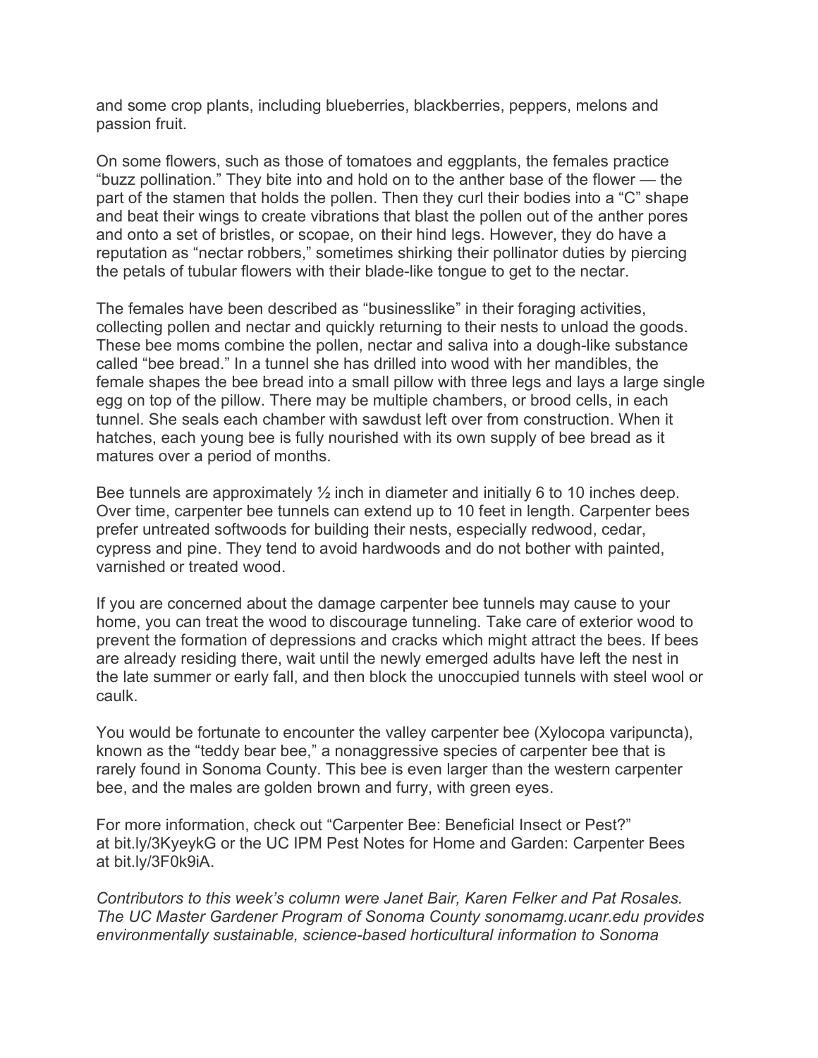and some crop plants, including blueberries, blackberries, peppers, melons and passion fruit.

On some flowers, such as those of tomatoes and eggplants, the females practice "buzz pollination." They bite into and hold on to the anther base of the flower — the part of the stamen that holds the pollen. Then they curl their bodies into a "C" shape and beat their wings to create vibrations that blast the pollen out of the anther pores and onto a set of bristles, or scopae, on their hind legs. However, they do have a reputation as "nectar robbers," sometimes shirking their pollinator duties by piercing the petals of tubular flowers with their blade-like tongue to get to the nectar.

The females have been described as "businesslike" in their foraging activities, collecting pollen and nectar and quickly returning to their nests to unload the goods. These bee moms combine the pollen, nectar and saliva into a dough-like substance called "bee bread." In a tunnel she has drilled into wood with her mandibles, the female shapes the bee bread into a small pillow with three legs and lays a large single egg on top of the pillow. There may be multiple chambers, or brood cells, in each tunnel. She seals each chamber with sawdust left over from construction. When it hatches, each young bee is fully nourished with its own supply of bee bread as it matures over a period of months.

Bee tunnels are approximately ½ inch in diameter and initially 6 to 10 inches deep. Over time, carpenter bee tunnels can extend up to 10 feet in length. Carpenter bees prefer untreated softwoods for building their nests, especially redwood, cedar, cypress and pine. They tend to avoid hardwoods and do not bother with painted, varnished or treated wood.

If you are concerned about the damage carpenter bee tunnels may cause to your home, you can treat the wood to discourage tunneling. Take care of exterior wood to prevent the formation of depressions and cracks which might attract the bees. If bees are already residing there, wait until the newly emerged adults have left the nest in the late summer or early fall, and then block the unoccupied tunnels with steel wool or caulk.

You would be fortunate to encounter the valley carpenter bee (Xylocopa varipuncta), known as the "teddy bear bee," a nonaggressive species of carpenter bee that is rarely found in Sonoma County. This bee is even larger than the western carpenter bee, and the males are golden brown and furry, with green eyes.

For more information, check out "Carpenter Bee: Beneficial Insect or Pest?" at bit.ly/3KyeykG or the UC IPM Pest Notes for Home and Garden: Carpenter Bees at bit.ly/3F0k9iA.

*Contributors to this week's column were Janet Bair, Karen Felker and Pat Rosales. The UC Master Gardener Program of Sonoma County sonomamg.ucanr.edu provides environmentally sustainable, science-based horticultural information to Sonoma*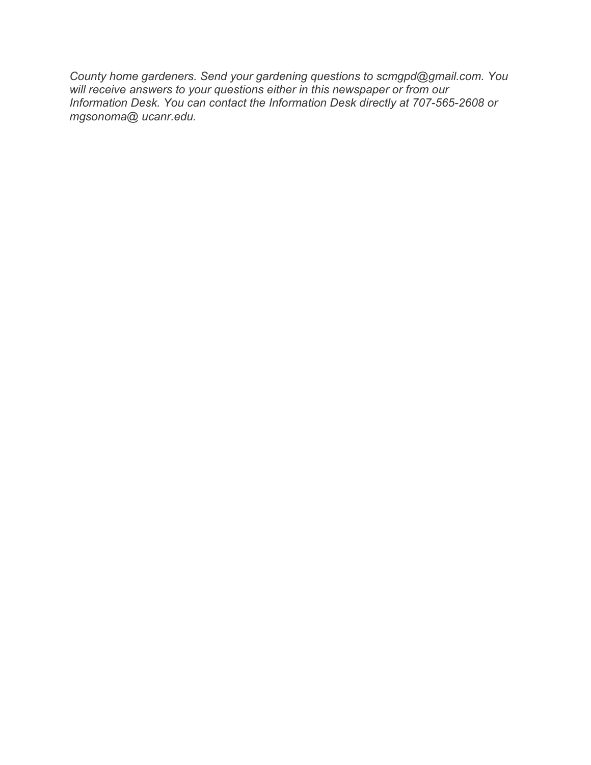*County home gardeners. Send your gardening questions to scmgpd@gmail.com. You will receive answers to your questions either in this newspaper or from our Information Desk. You can contact the Information Desk directly at 707-565-2608 or mgsonoma@ ucanr.edu.*